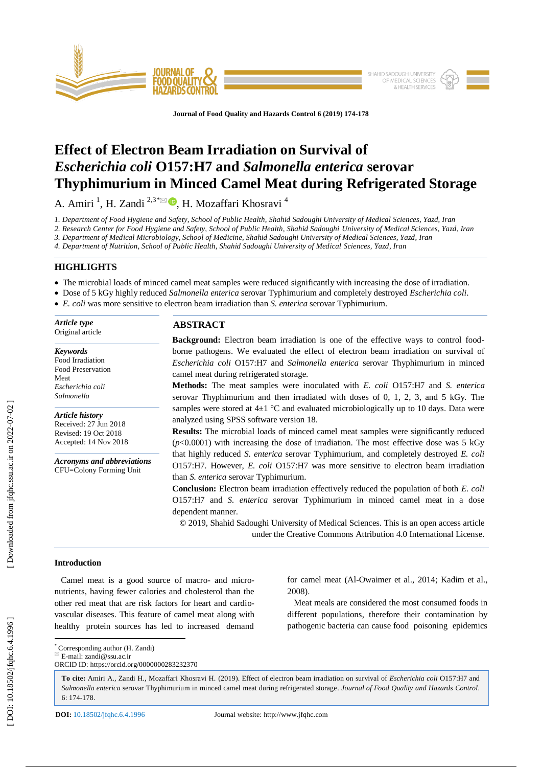# Effect of Electron Beam Irradiation on Survival of *Escherichia coli* O157:H7 and *Salmonella enterica* serovar Thyphimurium in Minced Camel Meat during Refrigerated Storage

A. Amiri [1], H. Zandi [2,3*], H. Mozaffari Khosravi [4]

1. *Department of Food Hygiene and Safety, School of Public Health, Shahid Sadoughi University of Medical Sciences, Yazd, Iran*
2. *Research Center for Food Hygiene and Safety, School of Public Health, Shahid Sadoughi University of Medical Sciences, Yazd, Iran*
3. *Department of Medical Microbiology, School of Medicine, Shahid Sadoughi University of Medical Sciences, Yazd, Iran*
4. *Department of Nutrition, School of Public Health, Shahid Sadoughi University of Medical Sciences, Yazd, Iran*

## HIGHLIGHTS

- The microbial loads of minced camel meat samples were reduced significantly with increasing the dose of irradiation.
- Dose of 5 kGy highly reduced *Salmonella enterica* serovar Typhimurium and completely destroyed *Escherichia coli*.
- *E. coli* was more sensitive to electron beam irradiation than *S. enterica* serovar Typhimurium.

***Article type***
Original article

***Keywords***
Food Irradiation
Food Preservation
Meat
*Escherichia coli*
*Salmonella*

***Article history***
Received: 27 Jun 2018
Revised: 19 Oct 2018
Accepted: 14 Nov 2018

***Acronyms and abbreviations***
CFU=Colony Forming Unit

## ABSTRACT

**Background:** Electron beam irradiation is one of the effective ways to control food-borne pathogens. We evaluated the effect of electron beam irradiation on survival of *Escherichia coli* O157:H7 and *Salmonella enterica* serovar Thyphimurium in minced camel meat during refrigerated storage.

**Methods:** The meat samples were inoculated with *E. coli* O157:H7 and *S. enterica* serovar Thyphimurium and then irradiated with doses of 0, 1, 2, 3, and 5 kGy. The samples were stored at 4±1 °C and evaluated microbiologically up to 10 days. Data were analyzed using SPSS software version 18.

**Results:** The microbial loads of minced camel meat samples were significantly reduced ($p<0.0001$) with increasing the dose of irradiation. The most effective dose was 5 kGy that highly reduced *S. enterica* serovar Typhimurium, and completely destroyed *E. coli* O157:H7. However, *E. coli* O157:H7 was more sensitive to electron beam irradiation than *S. enterica* serovar Typhimurium.

**Conclusion:** Electron beam irradiation effectively reduced the population of both *E. coli* O157:H7 and *S. enterica* serovar Typhimurium in minced camel meat in a dose dependent manner.

© 2019, Shahid Sadoughi University of Medical Sciences. This is an open access article under the Creative Commons Attribution 4.0 International License.

### Introduction

Camel meat is a good source of macro- and micro-nutrients, having fewer calories and cholesterol than the other red meat that are risk factors for heart and cardio-vascular diseases. This feature of camel meat along with healthy protein sources has led to increased demand for camel meat (Al-Owaimer et al., 2014; Kadim et al., 2008).

Meat meals are considered the most consumed foods in different populations, therefore their contamination by pathogenic bacteria can cause food poisoning epidemics

---

[*] Corresponding author (H. Zandi)
E-mail: zandi@ssu.ac.ir
ORCID ID: https://orcid.org/0000000283232370

**To cite:** Amiri A., Zandi H., Mozaffari Khosravi H. (2019). Effect of electron beam irradiation on survival of *Escherichia coli* O157:H7 and *Salmonella enterica* serovar Thyphimurium in minced camel meat during refrigerated storage. *Journal of Food Quality and Hazards Control*. 6: 174-178.

**DOI:** 10.18502/jfqhc.6.4.1996

Journal website: http://www.jfqhc.com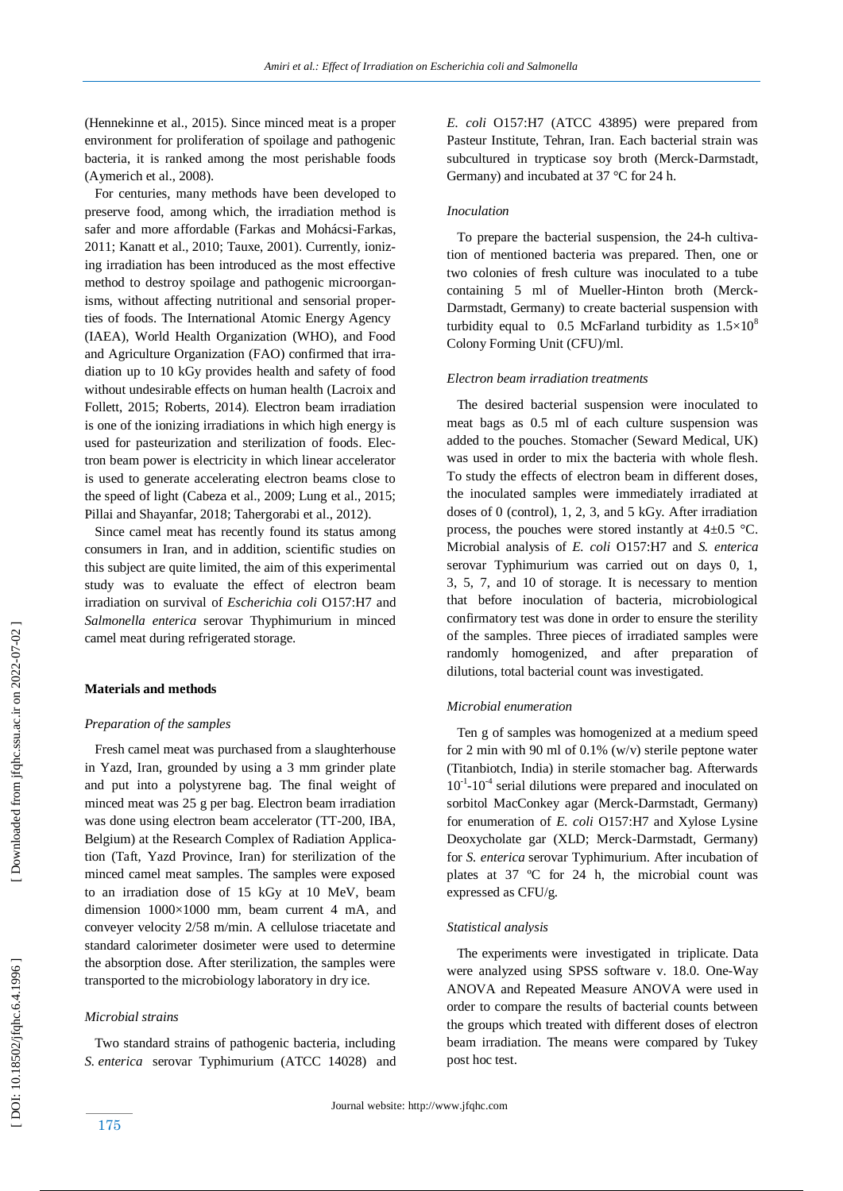(Hennekinne et al., 2015). Since minced meat is a proper environment for proliferation of spoilage and pathogenic bacteria, it is ranked among the most perishable foods (Aymerich et al., 2008).

For centuries, many methods have been developed to preserve food, among which, the irradiation method is safer and more affordable (Farkas and Mohácsi-Farkas, 2011; Kanatt et al., 2010; Tauxe, 2001). Currently, ionizing irradiation has been introduced as the most effective method to destroy spoilage and pathogenic microorganisms, without affecting nutritional and sensorial properties of foods. The International Atomic Energy Agency (IAEA), World Health Organization (WHO), and Food and Agriculture Organization (FAO) confirmed that irradiation up to 10 kGy provides health and safety of food without undesirable effects on human health (Lacroix and Follett, 2015; Roberts, 2014). Electron beam irradiation is one of the ionizing irradiations in which high energy is used for pasteurization and sterilization of foods. Electron beam power is electricity in which linear accelerator is used to generate accelerating electron beams close to the speed of light (Cabeza et al., 2009; Lung et al., 2015; Pillai and Shayanfar, 2018; Tahergorabi et al., 2012).

Since camel meat has recently found its status among consumers in Iran, and in addition, scientific studies on this subject are quite limited, the aim of this experimental study was to evaluate the effect of electron beam irradiation on survival of *Escherichia coli* O157:H7 and *Salmonella enterica* serovar Thyphimurium in minced camel meat during refrigerated storage.

## Materials and methods

### *Preparation of the samples*

Fresh camel meat was purchased from a slaughterhouse in Yazd, Iran, grounded by using a 3 mm grinder plate and put into a polystyrene bag. The final weight of minced meat was 25 g per bag. Electron beam irradiation was done using electron beam accelerator (TT-200, IBA, Belgium) at the Research Complex of Radiation Application (Taft, Yazd Province, Iran) for sterilization of the minced camel meat samples. The samples were exposed to an irradiation dose of 15 kGy at 10 MeV, beam dimension 1000×1000 mm, beam current 4 mA, and conveyer velocity 2/58 m/min. A cellulose triacetate and standard calorimeter dosimeter were used to determine the absorption dose. After sterilization, the samples were transported to the microbiology laboratory in dry ice.

### *Microbial strains*

Two standard strains of pathogenic bacteria, including *S. enterica* serovar Typhimurium (ATCC 14028) and *E. coli* O157:H7 (ATCC 43895) were prepared from Pasteur Institute, Tehran, Iran. Each bacterial strain was subcultured in trypticase soy broth (Merck-Darmstadt, Germany) and incubated at 37 °C for 24 h.

### *Inoculation*

To prepare the bacterial suspension, the 24-h cultivation of mentioned bacteria was prepared. Then, one or two colonies of fresh culture was inoculated to a tube containing 5 ml of Mueller-Hinton broth (Merck-Darmstadt, Germany) to create bacterial suspension with turbidity equal to 0.5 McFarland turbidity as $1.5\times10^{8}$ Colony Forming Unit (CFU)/ml.

### *Electron beam irradiation treatments*

The desired bacterial suspension were inoculated to meat bags as 0.5 ml of each culture suspension was added to the pouches. Stomacher (Seward Medical, UK) was used in order to mix the bacteria with whole flesh. To study the effects of electron beam in different doses, the inoculated samples were immediately irradiated at doses of 0 (control), 1, 2, 3, and 5 kGy. After irradiation process, the pouches were stored instantly at 4±0.5 °C. Microbial analysis of *E. coli* O157:H7 and *S. enterica* serovar Typhimurium was carried out on days 0, 1, 3, 5, 7, and 10 of storage. It is necessary to mention that before inoculation of bacteria, microbiological confirmatory test was done in order to ensure the sterility of the samples. Three pieces of irradiated samples were randomly homogenized, and after preparation of dilutions, total bacterial count was investigated.

### *Microbial enumeration*

Ten g of samples was homogenized at a medium speed for 2 min with 90 ml of 0.1% (w/v) sterile peptone water (Titanbiotch, India) in sterile stomacher bag. Afterwards $10^{-1}$-$10^{-4}$ serial dilutions were prepared and inoculated on sorbitol MacConkey agar (Merck-Darmstadt, Germany) for enumeration of *E. coli* O157:H7 and Xylose Lysine Deoxycholate gar (XLD; Merck-Darmstadt, Germany) for *S. enterica* serovar Typhimurium. After incubation of plates at 37 ºC for 24 h, the microbial count was expressed as CFU/g.

### *Statistical analysis*

The experiments were investigated in triplicate. Data were analyzed using SPSS software v. 18.0. One-Way ANOVA and Repeated Measure ANOVA were used in order to compare the results of bacterial counts between the groups which treated with different doses of electron beam irradiation. The means were compared by Tukey post hoc test.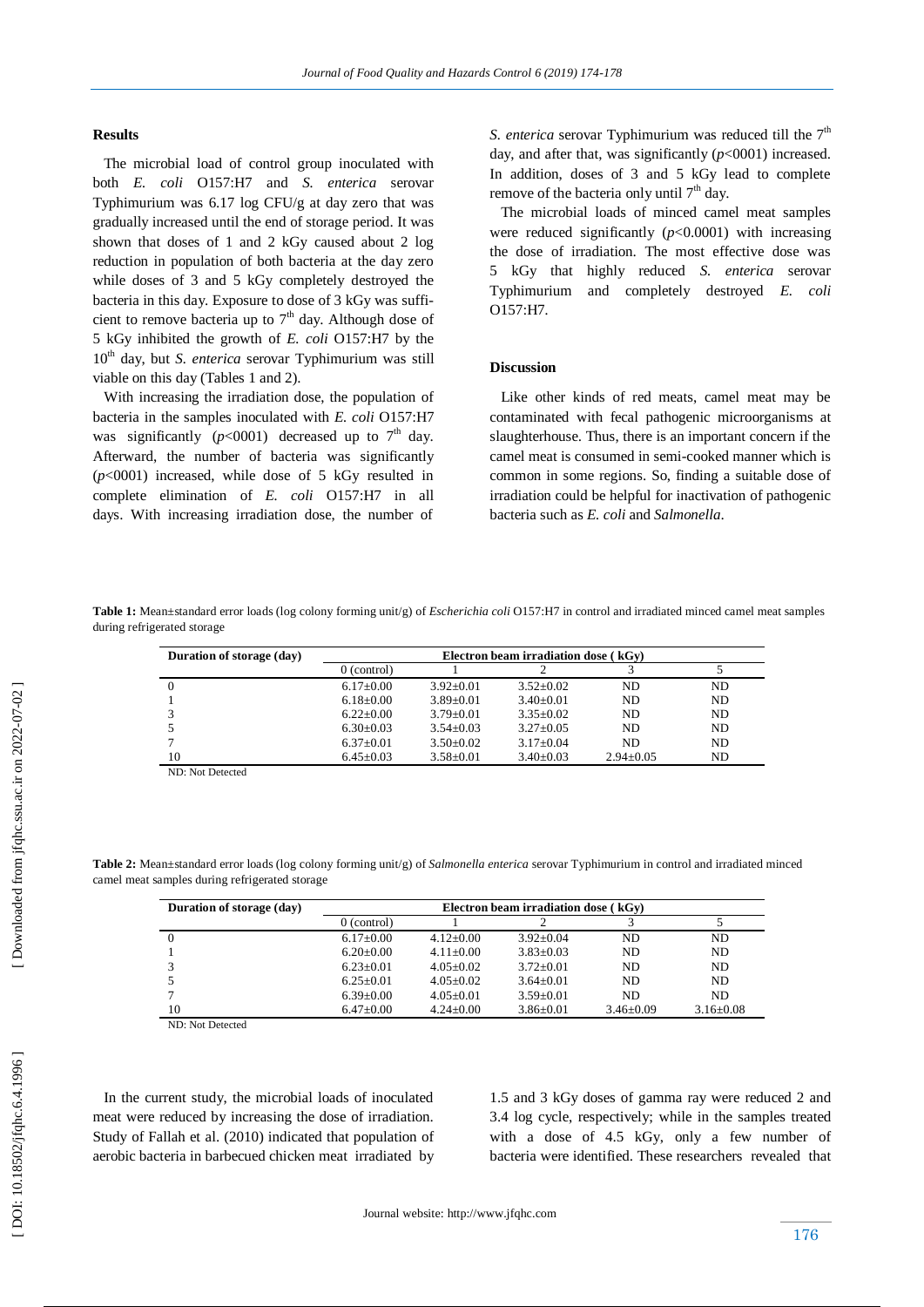## Results

The microbial load of control group inoculated with both *E. coli* O157:H7 and *S. enterica* serovar Typhimurium was 6.17 log CFU/g at day zero that was gradually increased until the end of storage period. It was shown that doses of 1 and 2 kGy caused about 2 log reduction in population of both bacteria at the day zero while doses of 3 and 5 kGy completely destroyed the bacteria in this day. Exposure to dose of 3 kGy was sufficient to remove bacteria up to $7^{th}$ day. Although dose of 5 kGy inhibited the growth of *E. coli* O157:H7 by the $10^{th}$ day, but *S. enterica* serovar Typhimurium was still viable on this day (Tables 1 and 2).

With increasing the irradiation dose, the population of bacteria in the samples inoculated with *E. coli* O157:H7 was significantly ($p$<0001) decreased up to $7^{th}$ day. Afterward, the number of bacteria was significantly ($p$<0001) increased, while dose of 5 kGy resulted in complete elimination of *E. coli* O157:H7 in all days. With increasing irradiation dose, the number of *S. enterica* serovar Typhimurium was reduced till the $7^{th}$ day, and after that, was significantly ($p$<0001) increased. In addition, doses of 3 and 5 kGy lead to complete remove of the bacteria only until $7^{th}$ day.

The microbial loads of minced camel meat samples were reduced significantly ($p$<0.0001) with increasing the dose of irradiation. The most effective dose was 5 kGy that highly reduced *S. enterica* serovar Typhimurium and completely destroyed *E. coli* O157:H7.

## Discussion

Like other kinds of red meats, camel meat may be contaminated with fecal pathogenic microorganisms at slaughterhouse. Thus, there is an important concern if the camel meat is consumed in semi-cooked manner which is common in some regions. So, finding a suitable dose of irradiation could be helpful for inactivation of pathogenic bacteria such as *E. coli* and *Salmonella*.

**Table 1:** Mean±standard error loads (log colony forming unit/g) of *Escherichia coli* O157:H7 in control and irradiated minced camel meat samples during refrigerated storage

| Duration of storage (day) | Electron beam irradiation dose ( kGy) | | | | |
|---|---|---|---|---|---|
| | 0 (control) | 1 | 2 | 3 | 5 |
| 0 | 6.17±0.00 | 3.92±0.01 | 3.52±0.02 | ND | ND |
| 1 | 6.18±0.00 | 3.89±0.01 | 3.40±0.01 | ND | ND |
| 3 | 6.22±0.00 | 3.79±0.01 | 3.35±0.02 | ND | ND |
| 5 | 6.30±0.03 | 3.54±0.03 | 3.27±0.05 | ND | ND |
| 7 | 6.37±0.01 | 3.50±0.02 | 3.17±0.04 | ND | ND |
| 10 | 6.45±0.03 | 3.58±0.01 | 3.40±0.03 | 2.94±0.05 | ND |

ND: Not Detected

**Table 2:** Mean±standard error loads (log colony forming unit/g) of *Salmonella enterica* serovar Typhimurium in control and irradiated minced camel meat samples during refrigerated storage

| Duration of storage (day) | Electron beam irradiation dose ( kGy) | | | | |
|---|---|---|---|---|---|
| | 0 (control) | 1 | 2 | 3 | 5 |
| 0 | 6.17±0.00 | 4.12±0.00 | 3.92±0.04 | ND | ND |
| 1 | 6.20±0.00 | 4.11±0.00 | 3.83±0.03 | ND | ND |
| 3 | 6.23±0.01 | 4.05±0.02 | 3.72±0.01 | ND | ND |
| 5 | 6.25±0.01 | 4.05±0.02 | 3.64±0.01 | ND | ND |
| 7 | 6.39±0.00 | 4.05±0.01 | 3.59±0.01 | ND | ND |
| 10 | 6.47±0.00 | 4.24±0.00 | 3.86±0.01 | 3.46±0.09 | 3.16±0.08 |

ND: Not Detected

In the current study, the microbial loads of inoculated meat were reduced by increasing the dose of irradiation. Study of Fallah et al. (2010) indicated that population of aerobic bacteria in barbecued chicken meat irradiated by 1.5 and 3 kGy doses of gamma ray were reduced 2 and 3.4 log cycle, respectively; while in the samples treated with a dose of 4.5 kGy, only a few number of bacteria were identified. These researchers revealed that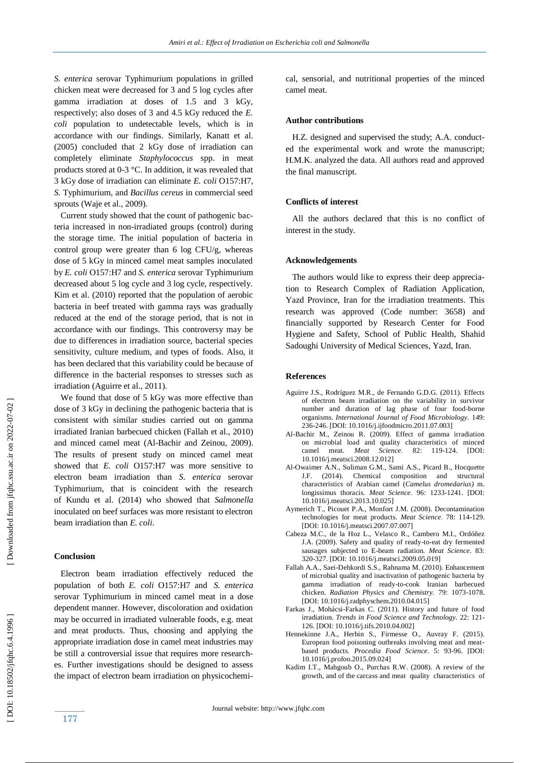*S. enterica* serovar Typhimurium populations in grilled chicken meat were decreased for 3 and 5 log cycles after gamma irradiation at doses of 1.5 and 3 kGy, respectively; also doses of 3 and 4.5 kGy reduced the *E. coli* population to undetectable levels, which is in accordance with our findings. Similarly, Kanatt et al. (2005) concluded that 2 kGy dose of irradiation can completely eliminate *Staphylococcus* spp. in meat products stored at 0-3 °C. In addition, it was revealed that 3 kGy dose of irradiation can eliminate *E. coli* O157:H7, *S.* Typhimurium, and *Bacillus cereus* in commercial seed sprouts (Waje et al., 2009).

Current study showed that the count of pathogenic bacteria increased in non-irradiated groups (control) during the storage time. The initial population of bacteria in control group were greater than 6 log CFU/g, whereas dose of 5 kGy in minced camel meat samples inoculated by *E. coli* O157:H7 and *S. enterica* serovar Typhimurium decreased about 5 log cycle and 3 log cycle, respectively. Kim et al. (2010) reported that the population of aerobic bacteria in beef treated with gamma rays was gradually reduced at the end of the storage period, that is not in accordance with our findings. This controversy may be due to differences in irradiation source, bacterial species sensitivity, culture medium, and types of foods. Also, it has been declared that this variability could be because of difference in the bacterial responses to stresses such as irradiation (Aguirre et al., 2011).

We found that dose of 5 kGy was more effective than dose of 3 kGy in declining the pathogenic bacteria that is consistent with similar studies carried out on gamma irradiated Iranian barbecued chicken (Fallah et al., 2010) and minced camel meat (Al-Bachir and Zeinou, 2009). The results of present study on minced camel meat showed that *E. coli* O157:H7 was more sensitive to electron beam irradiation than *S. enterica* serovar Typhimurium, that is coincident with the research of Kundu et al. (2014) who showed that *Salmonella* inoculated on beef surfaces was more resistant to electron beam irradiation than *E. coli*.

## Conclusion

Electron beam irradiation effectively reduced the population of both *E. coli* O157:H7 and *S. enterica* serovar Typhimurium in minced camel meat in a dose dependent manner. However, discoloration and oxidation may be occurred in irradiated vulnerable foods, e.g. meat and meat products. Thus, choosing and applying the appropriate irradiation dose in camel meat industries may be still a controversial issue that requires more researches. Further investigations should be designed to assess the impact of electron beam irradiation on physicochemical, sensorial, and nutritional properties of the minced camel meat.

## Author contributions

H.Z. designed and supervised the study; A.A. conducted the experimental work and wrote the manuscript; H.M.K. analyzed the data. All authors read and approved the final manuscript.

## Conflicts of interest

All the authors declared that this is no conflict of interest in the study.

## Acknowledgements

The authors would like to express their deep appreciation to Research Complex of Radiation Application, Yazd Province, Iran for the irradiation treatments. This research was approved (Code number: 3658) and financially supported by Research Center for Food Hygiene and Safety, School of Public Health, Shahid Sadoughi University of Medical Sciences, Yazd, Iran.

## References

Aguirre J.S., Rodríguez M.R., de Fernando G.D.G. (2011). Effects of electron beam irradiation on the variability in survivor number and duration of lag phase of four food-borne organisms. *International Journal of Food Microbiology*. 149: 236-246. [DOI: 10.1016/j.ijfoodmicro.2011.07.003]

Al-Bachir M., Zeinou R. (2009). Effect of gamma irradiation on microbial load and quality characteristics of minced camel meat. *Meat Science*. 82: 119-124. [DOI: 10.1016/j.meatsci.2008.12.012]

Al-Owaimer A.N., Suliman G.M., Sami A.S., Picard B., Hocquette J.F. (2014). Chemical composition and structural characteristics of Arabian camel (*Camelus dromedarius)* m. longissimus thoracis. *Meat Science*. 96: 1233-1241. [DOI: 10.1016/j.meatsci.2013.10.025]

Aymerich T., Picouet P.A., Monfort J.M. (2008). Decontamination technologies for meat products. *Meat Science*. 78: 114-129. [DOI: 10.1016/j.meatsci.2007.07.007]

Cabeza M.C., de la Hoz L., Velasco R., Cambero M.I., Ordóñez J.A. (2009). Safety and quality of ready-to-eat dry fermented sausages subjected to E-beam radiation. *Meat Science*. 83: 320-327. [DOI: 10.1016/j.meatsci.2009.05.019]

Fallah A.A., Saei-Dehkordi S.S., Rahnama M. (2010). Enhancement of microbial quality and inactivation of pathogenic bacteria by gamma irradiation of ready-to-cook Iranian barbecued chicken. *Radiation Physics and Chemistry*. 79: 1073-1078. [DOI: 10.1016/j.radphyschem.2010.04.015]

Farkas J., Mohácsi-Farkas C. (2011). History and future of food irradiation. *Trends in Food Science and Technology*. 22: 121-126. [DOI: 10.1016/j.tifs.2010.04.002]

Hennekinne J.A., Herbin S., Firmesse O., Auvray F. (2015). European food poisoning outbreaks involving meat and meat-based products. *Procedia Food Science*. 5: 93-96. [DOI: 10.1016/j.profoo.2015.09.024]

Kadim I.T., Mahgoub O., Purchas R.W. (2008). A review of the growth, and of the carcass and meat quality characteristics of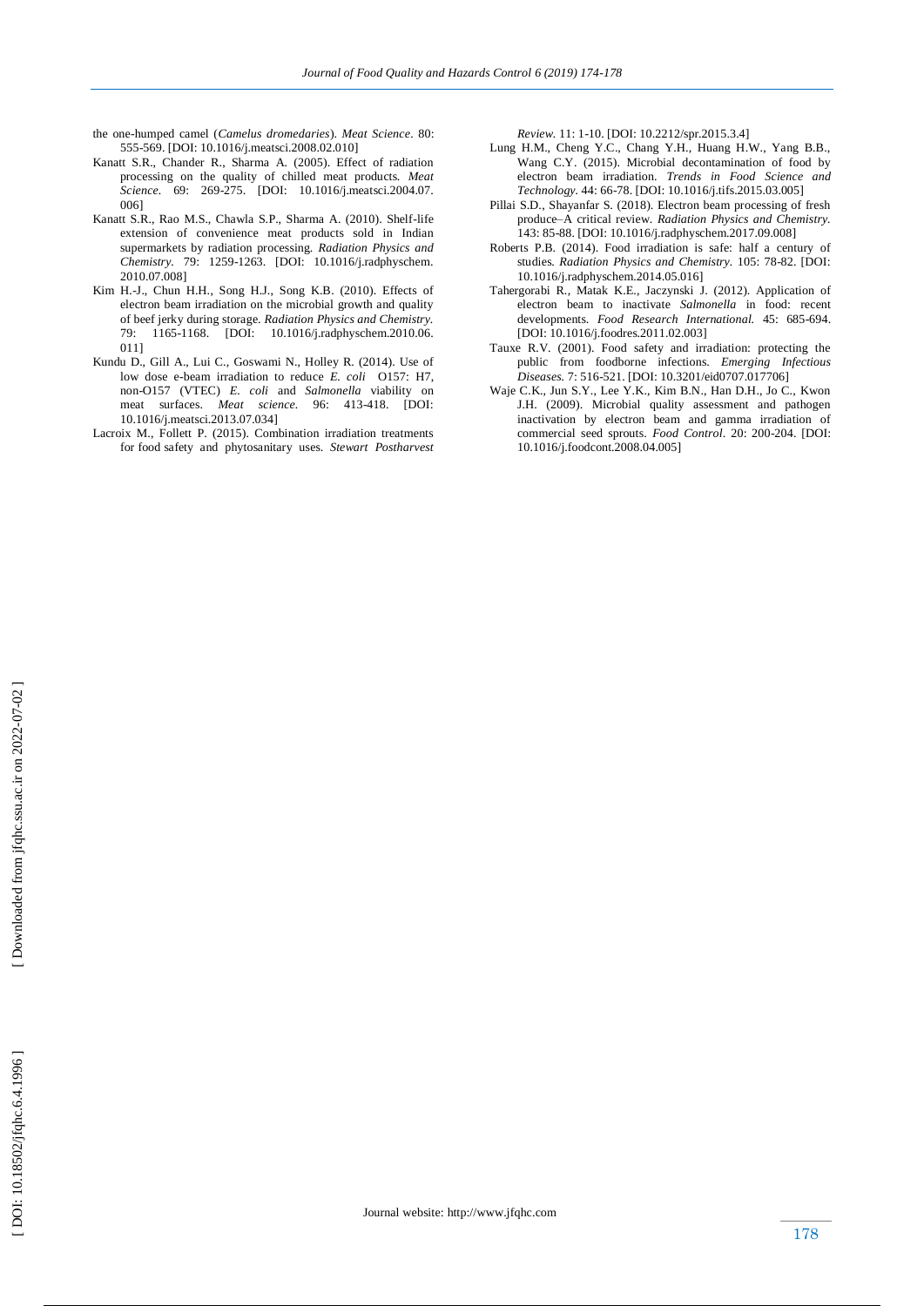the one-humped camel (*Camelus dromedaries*). *Meat Science*. 80: 555-569. [DOI: 10.1016/j.meatsci.2008.02.010]

Kanatt S.R., Chander R., Sharma A. (2005). Effect of radiation processing on the quality of chilled meat products. *Meat Science*. 69: 269-275. [DOI: 10.1016/j.meatsci.2004.07.006]

Kanatt S.R., Rao M.S., Chawla S.P., Sharma A. (2010). Shelf-life extension of convenience meat products sold in Indian supermarkets by radiation processing. *Radiation Physics and Chemistry*. 79: 1259-1263. [DOI: 10.1016/j.radphyschem.2010.07.008]

Kim H.-J., Chun H.H., Song H.J., Song K.B. (2010). Effects of electron beam irradiation on the microbial growth and quality of beef jerky during storage. *Radiation Physics and Chemistry*. 79: 1165-1168. [DOI: 10.1016/j.radphyschem.2010.06.011]

Kundu D., Gill A., Lui C., Goswami N., Holley R. (2014). Use of low dose e-beam irradiation to reduce *E. coli* O157: H7, non-O157 (VTEC) *E. coli* and *Salmonella* viability on meat surfaces. *Meat science*. 96: 413-418. [DOI: 10.1016/j.meatsci.2013.07.034]

Lacroix M., Follett P. (2015). Combination irradiation treatments for food safety and phytosanitary uses. *Stewart Postharvest Review*. 11: 1-10. [DOI: 10.2212/spr.2015.3.4]

Lung H.M., Cheng Y.C., Chang Y.H., Huang H.W., Yang B.B., Wang C.Y. (2015). Microbial decontamination of food by electron beam irradiation. *Trends in Food Science and Technology*. 44: 66-78. [DOI: 10.1016/j.tifs.2015.03.005]

Pillai S.D., Shayanfar S. (2018). Electron beam processing of fresh produce–A critical review. *Radiation Physics and Chemistry*. 143: 85-88. [DOI: 10.1016/j.radphyschem.2017.09.008]

Roberts P.B. (2014). Food irradiation is safe: half a century of studies. *Radiation Physics and Chemistry*. 105: 78-82. [DOI: 10.1016/j.radphyschem.2014.05.016]

Tahergorabi R., Matak K.E., Jaczynski J. (2012). Application of electron beam to inactivate *Salmonella* in food: recent developments. *Food Research International*. 45: 685-694. [DOI: 10.1016/j.foodres.2011.02.003]

Tauxe R.V. (2001). Food safety and irradiation: protecting the public from foodborne infections. *Emerging Infectious Diseases*. 7: 516-521. [DOI: 10.3201/eid0707.017706]

Waje C.K., Jun S.Y., Lee Y.K., Kim B.N., Han D.H., Jo C., Kwon J.H. (2009). Microbial quality assessment and pathogen inactivation by electron beam and gamma irradiation of commercial seed sprouts. *Food Control*. 20: 200-204. [DOI: 10.1016/j.foodcont.2008.04.005]